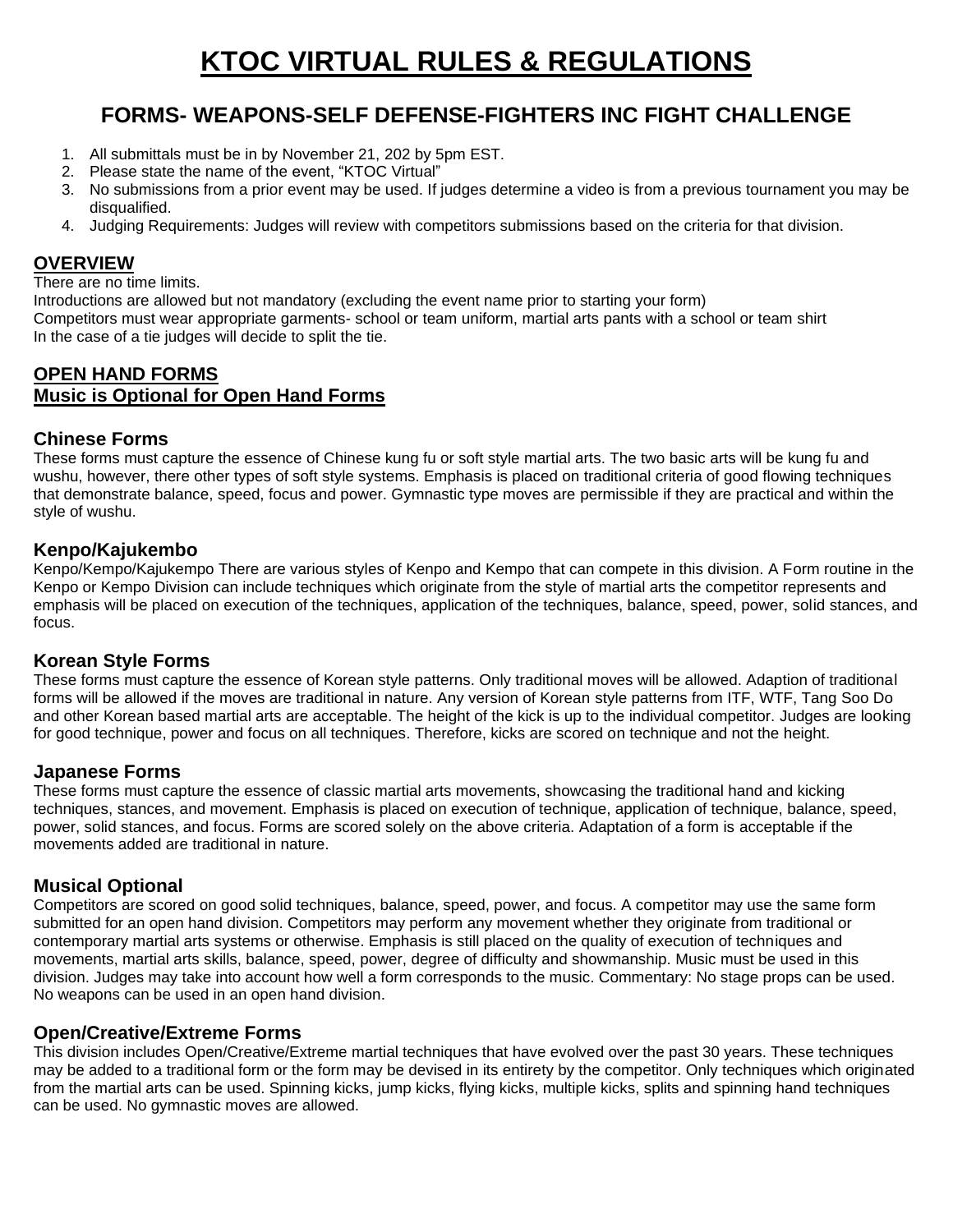# KTOC VIRTUAL RULES & REGULATIONS

## FORMS- WEAPONS-SELF DEFENSE-FIGHTERS INC FIGHT CHALLENGE

1. All submittals must be in by November 21, 202 by 5pm EST.
2. Please state the name of the event, "KTOC Virtual"
3. No submissions from a prior event may be used. If judges determine a video is from a previous tournament you may be disqualified.
4. Judging Requirements: Judges will review with competitors submissions based on the criteria for that division.

### OVERVIEW

There are no time limits.
Introductions are allowed but not mandatory (excluding the event name prior to starting your form)
Competitors must wear appropriate garments- school or team uniform, martial arts pants with a school or team shirt
In the case of a tie judges will decide to split the tie.

### OPEN HAND FORMS
### Music is Optional for Open Hand Forms

#### Chinese Forms

These forms must capture the essence of Chinese kung fu or soft style martial arts. The two basic arts will be kung fu and wushu, however, there other types of soft style systems. Emphasis is placed on traditional criteria of good flowing techniques that demonstrate balance, speed, focus and power. Gymnastic type moves are permissible if they are practical and within the style of wushu.

#### Kenpo/Kajukembo

Kenpo/Kempo/Kajukempo There are various styles of Kenpo and Kempo that can compete in this division. A Form routine in the Kenpo or Kempo Division can include techniques which originate from the style of martial arts the competitor represents and emphasis will be placed on execution of the techniques, application of the techniques, balance, speed, power, solid stances, and focus.

#### Korean Style Forms

These forms must capture the essence of Korean style patterns. Only traditional moves will be allowed. Adaption of traditional forms will be allowed if the moves are traditional in nature. Any version of Korean style patterns from ITF, WTF, Tang Soo Do and other Korean based martial arts are acceptable. The height of the kick is up to the individual competitor. Judges are looking for good technique, power and focus on all techniques. Therefore, kicks are scored on technique and not the height.

#### Japanese Forms

These forms must capture the essence of classic martial arts movements, showcasing the traditional hand and kicking techniques, stances, and movement. Emphasis is placed on execution of technique, application of technique, balance, speed, power, solid stances, and focus. Forms are scored solely on the above criteria. Adaptation of a form is acceptable if the movements added are traditional in nature.

#### Musical Optional

Competitors are scored on good solid techniques, balance, speed, power, and focus. A competitor may use the same form submitted for an open hand division. Competitors may perform any movement whether they originate from traditional or contemporary martial arts systems or otherwise. Emphasis is still placed on the quality of execution of techniques and movements, martial arts skills, balance, speed, power, degree of difficulty and showmanship. Music must be used in this division. Judges may take into account how well a form corresponds to the music. Commentary: No stage props can be used. No weapons can be used in an open hand division.

#### Open/Creative/Extreme Forms

This division includes Open/Creative/Extreme martial techniques that have evolved over the past 30 years. These techniques may be added to a traditional form or the form may be devised in its entirety by the competitor. Only techniques which originated from the martial arts can be used. Spinning kicks, jump kicks, flying kicks, multiple kicks, splits and spinning hand techniques can be used. No gymnastic moves are allowed.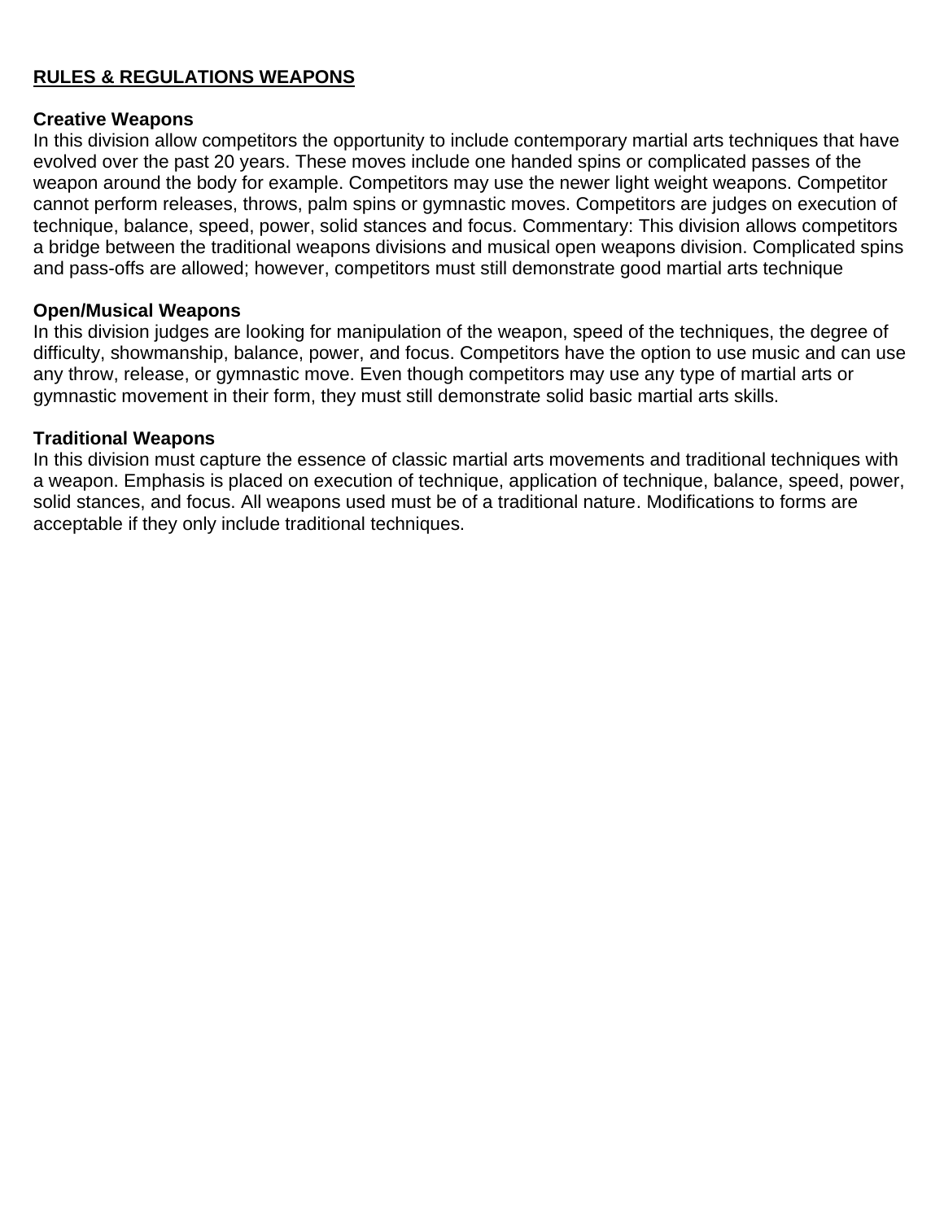**RULES & REGULATIONS WEAPONS**

**Creative Weapons**

In this division allow competitors the opportunity to include contemporary martial arts techniques that have evolved over the past 20 years. These moves include one handed spins or complicated passes of the weapon around the body for example. Competitors may use the newer light weight weapons. Competitor cannot perform releases, throws, palm spins or gymnastic moves. Competitors are judges on execution of technique, balance, speed, power, solid stances and focus. Commentary: This division allows competitors a bridge between the traditional weapons divisions and musical open weapons division. Complicated spins and pass-offs are allowed; however, competitors must still demonstrate good martial arts technique

**Open/Musical Weapons**

In this division judges are looking for manipulation of the weapon, speed of the techniques, the degree of difficulty, showmanship, balance, power, and focus. Competitors have the option to use music and can use any throw, release, or gymnastic move. Even though competitors may use any type of martial arts or gymnastic movement in their form, they must still demonstrate solid basic martial arts skills.

**Traditional Weapons**

In this division must capture the essence of classic martial arts movements and traditional techniques with a weapon. Emphasis is placed on execution of technique, application of technique, balance, speed, power, solid stances, and focus. All weapons used must be of a traditional nature. Modifications to forms are acceptable if they only include traditional techniques.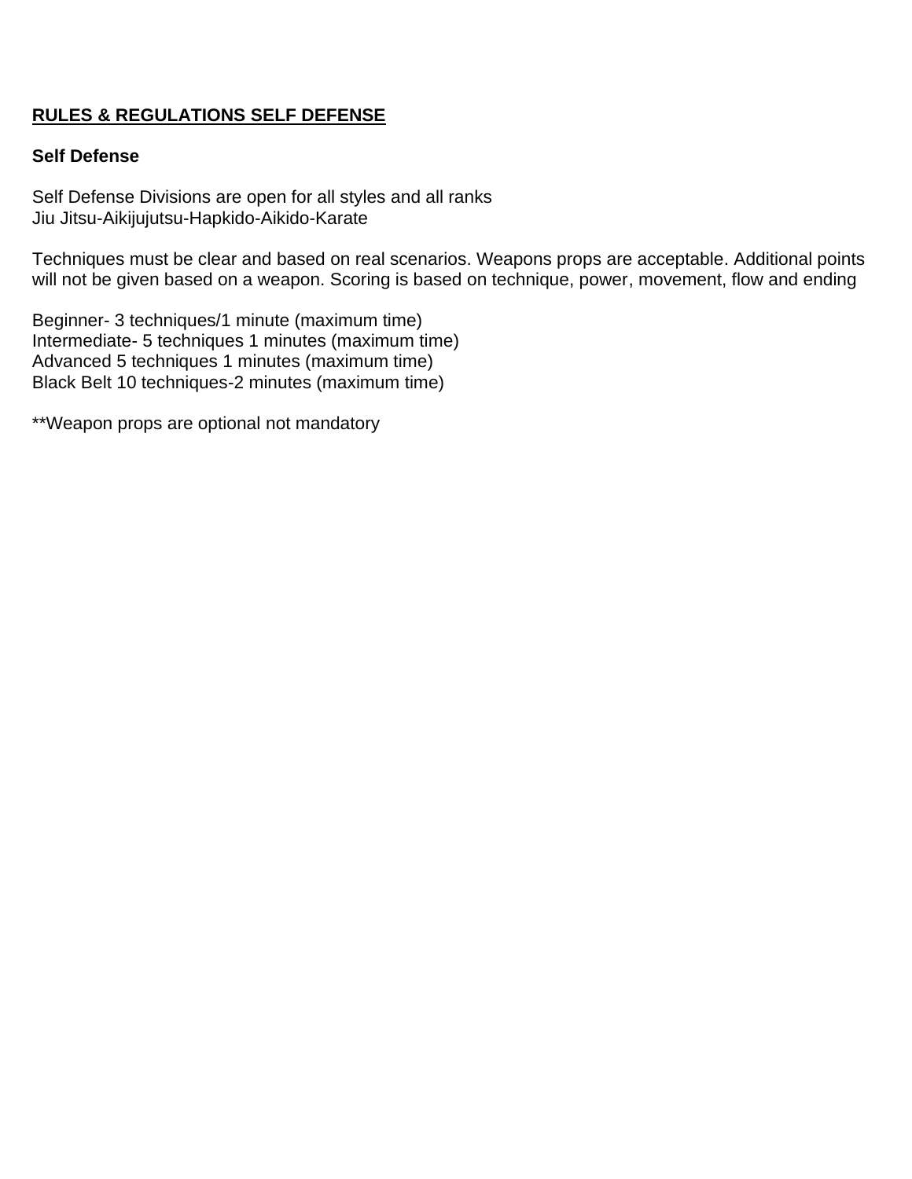## RULES & REGULATIONS SELF DEFENSE

**Self Defense**

Self Defense Divisions are open for all styles and all ranks
Jiu Jitsu-Aikijujutsu-Hapkido-Aikido-Karate

Techniques must be clear and based on real scenarios. Weapons props are acceptable. Additional points will not be given based on a weapon. Scoring is based on technique, power, movement, flow and ending

Beginner- 3 techniques/1 minute (maximum time)
Intermediate- 5 techniques 1 minutes (maximum time)
Advanced 5 techniques 1 minutes (maximum time)
Black Belt 10 techniques-2 minutes (maximum time)

**Weapon props are optional not mandatory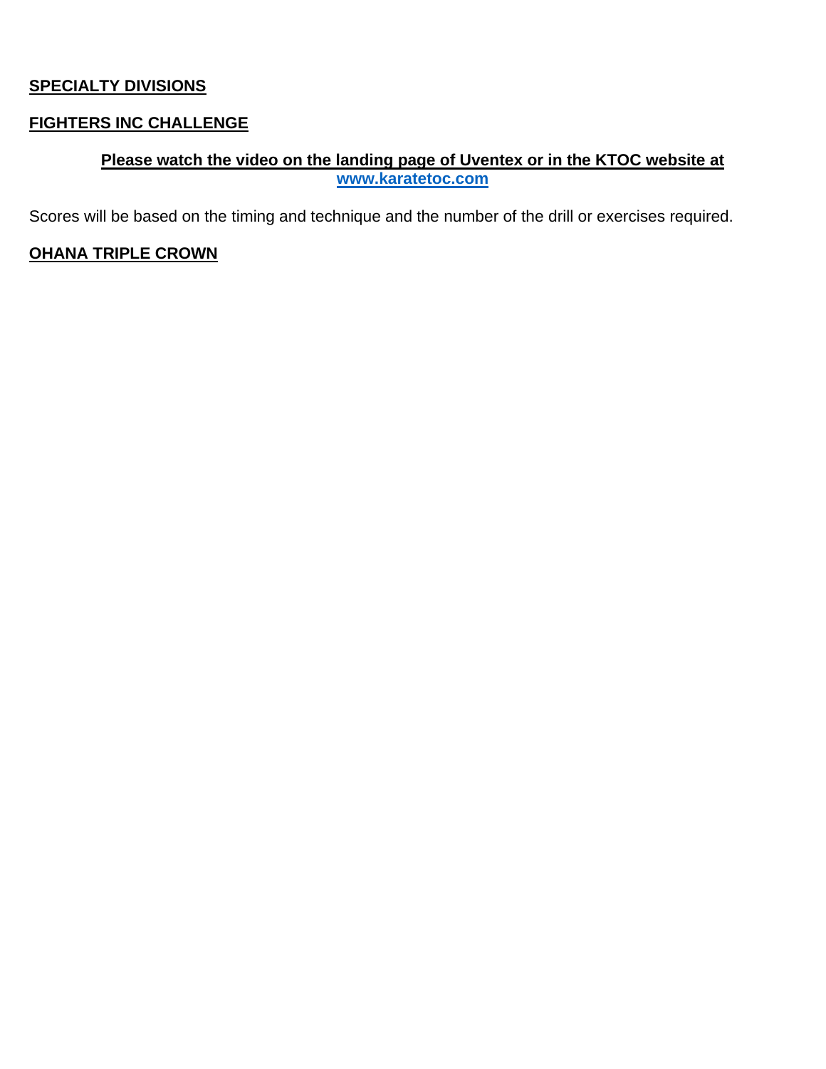**SPECIALTY DIVISIONS**

**FIGHTERS INC CHALLENGE**

**Please watch the video on the landing page of Uventex or in the KTOC website at [www.karatetoc.com](http://www.karatetoc.com)**

Scores will be based on the timing and technique and the number of the drill or exercises required.

**OHANA TRIPLE CROWN**